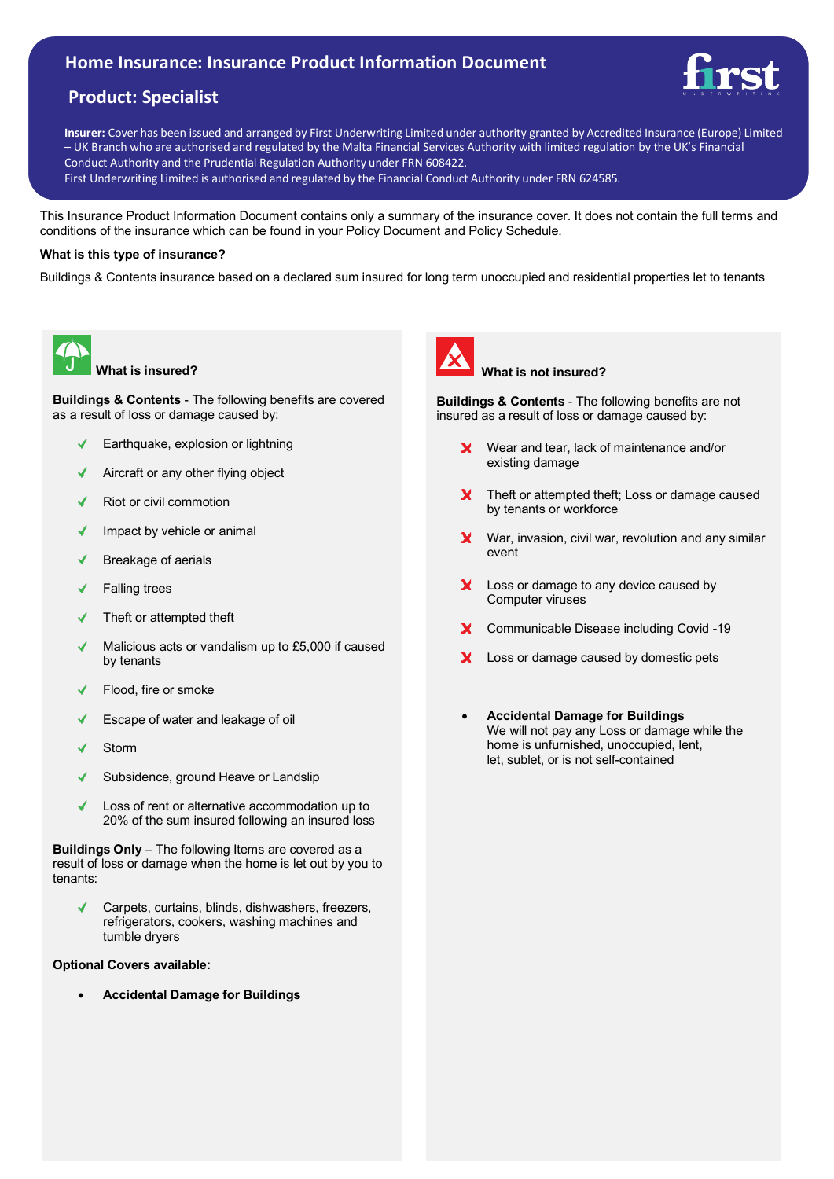# Home Insurance: Insurance Product Information Document

## Product: Specialist

**Insurer:** Cover has been issued and arranged by First Underwriting Limited under authority granted by Accredited Insurance (Europe) Limited – UK Branch who are authorised and regulated by the Malta Financial Services Authority with limited regulation by the UK's Financial Conduct Authority and the Prudential Regulation Authority under FRN 608422.
First Underwriting Limited is authorised and regulated by the Financial Conduct Authority under FRN 624585.

This Insurance Product Information Document contains only a summary of the insurance cover. It does not contain the full terms and conditions of the insurance which can be found in your Policy Document and Policy Schedule.

**What is this type of insurance?**

Buildings & Contents insurance based on a declared sum insured for long term unoccupied and residential properties let to tenants

### What is insured?

**Buildings & Contents** - The following benefits are covered as a result of loss or damage caused by:

- ✓ Earthquake, explosion or lightning
- ✓ Aircraft or any other flying object
- ✓ Riot or civil commotion
- ✓ Impact by vehicle or animal
- ✓ Breakage of aerials
- ✓ Falling trees
- ✓ Theft or attempted theft
- ✓ Malicious acts or vandalism up to £5,000 if caused by tenants
- ✓ Flood, fire or smoke
- ✓ Escape of water and leakage of oil
- ✓ Storm
- ✓ Subsidence, ground Heave or Landslip
- ✓ Loss of rent or alternative accommodation up to 20% of the sum insured following an insured loss

**Buildings Only** – The following Items are covered as a result of loss or damage when the home is let out by you to tenants:

- ✓ Carpets, curtains, blinds, dishwashers, freezers, refrigerators, cookers, washing machines and tumble dryers

**Optional Covers available:**

- **Accidental Damage for Buildings**

### What is not insured?

**Buildings & Contents** - The following benefits are not insured as a result of loss or damage caused by:

- ✗ Wear and tear, lack of maintenance and/or existing damage
- ✗ Theft or attempted theft; Loss or damage caused by tenants or workforce
- ✗ War, invasion, civil war, revolution and any similar event
- ✗ Loss or damage to any device caused by Computer viruses
- ✗ Communicable Disease including Covid -19
- ✗ Loss or damage caused by domestic pets

- **Accidental Damage for Buildings**
  We will not pay any Loss or damage while the home is unfurnished, unoccupied, lent, let, sublet, or is not self-contained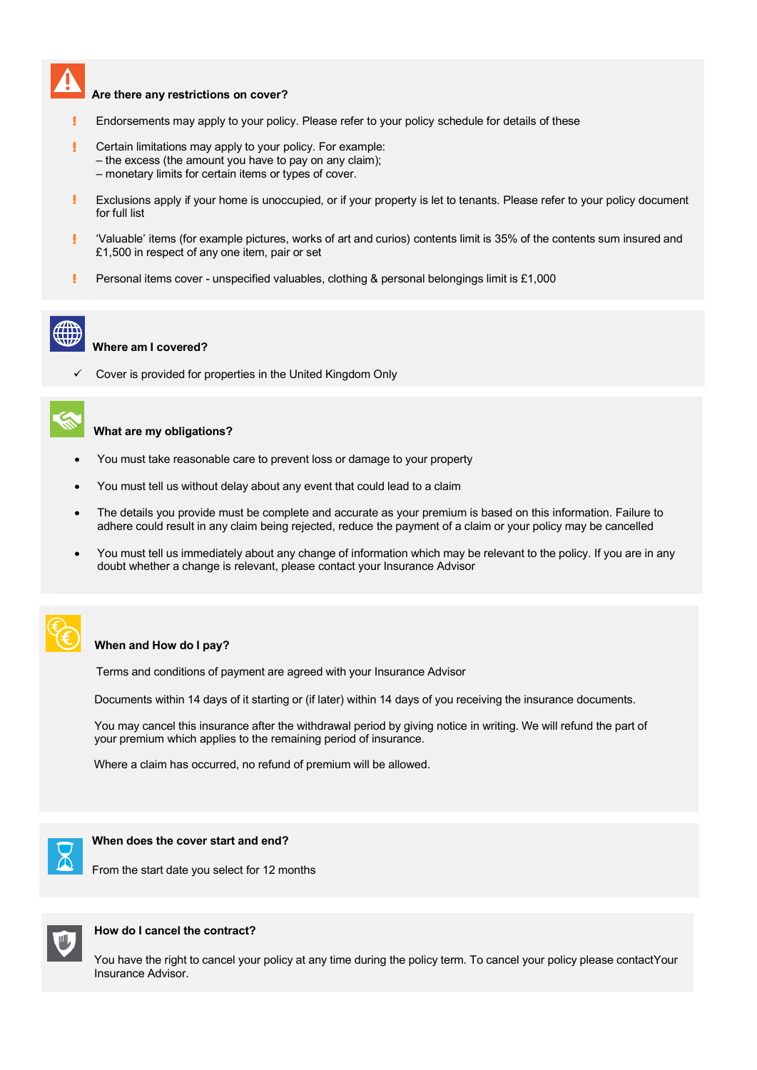## Are there any restrictions on cover?

- Endorsements may apply to your policy. Please refer to your policy schedule for details of these
- Certain limitations may apply to your policy. For example:
  – the excess (the amount you have to pay on any claim);
  – monetary limits for certain items or types of cover.
- Exclusions apply if your home is unoccupied, or if your property is let to tenants. Please refer to your policy document for full list
- 'Valuable' items (for example pictures, works of art and curios) contents limit is 35% of the contents sum insured and £1,500 in respect of any one item, pair or set
- Personal items cover - unspecified valuables, clothing & personal belongings limit is £1,000

## Where am I covered?

✓ Cover is provided for properties in the United Kingdom Only

## What are my obligations?

- You must take reasonable care to prevent loss or damage to your property
- You must tell us without delay about any event that could lead to a claim
- The details you provide must be complete and accurate as your premium is based on this information. Failure to adhere could result in any claim being rejected, reduce the payment of a claim or your policy may be cancelled
- You must tell us immediately about any change of information which may be relevant to the policy. If you are in any doubt whether a change is relevant, please contact your Insurance Advisor

## When and How do I pay?

Terms and conditions of payment are agreed with your Insurance Advisor

Documents within 14 days of it starting or (if later) within 14 days of you receiving the insurance documents.

You may cancel this insurance after the withdrawal period by giving notice in writing. We will refund the part of your premium which applies to the remaining period of insurance.

Where a claim has occurred, no refund of premium will be allowed.

## When does the cover start and end?

From the start date you select for 12 months

## How do I cancel the contract?

You have the right to cancel your policy at any time during the policy term. To cancel your policy please contactYour Insurance Advisor.